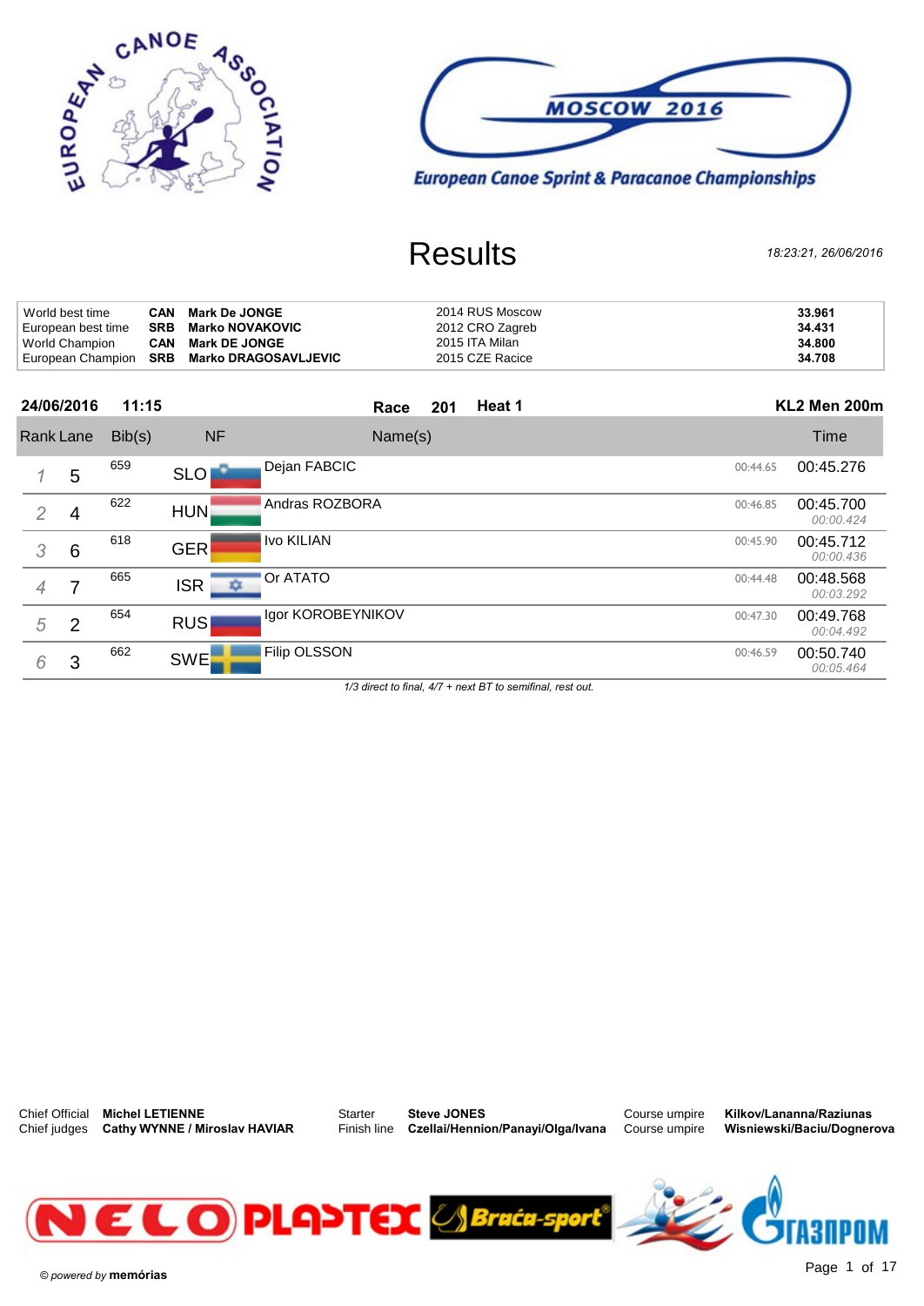European Canoe Sprint & Paracanoe Championships

MOSCOW 2016

# Results

*18:23:21, 26/06/2016*

| | | | | |
|---|---|---|---|---|
| World best time | CAN | **Mark De JONGE** | 2014 RUS Moscow | **33.961** |
| European best time | SRB | **Marko NOVAKOVIC** | 2012 CRO Zagreb | **34.431** |
| World Champion | CAN | **Mark DE JONGE** | 2015 ITA Milan | **34.800** |
| European Champion | SRB | **Marko DRAGOSAVLJEVIC** | 2015 CZE Racice | **34.708** |

**24/06/2016 11:15** **Race 201** **Heat 1** **KL2 Men 200m**

| Rank | Lane | Bib(s) | NF | Name(s) | | Time |
|---|---|---|---|---|---|---|
| 1 | 5 | 659 | SLO | Dejan FABCIC | 00:44.65 | 00:45.276 |
| 2 | 4 | 622 | HUN | Andras ROZBORA | 00:46.85 | 00:45.700 *00:00.424* |
| 3 | 6 | 618 | GER | Ivo KILIAN | 00:45.90 | 00:45.712 *00:00.436* |
| 4 | 7 | 665 | ISR | Or ATATO | 00:44.48 | 00:48.568 *00:03.292* |
| 5 | 2 | 654 | RUS | Igor KOROBEYNIKOV | 00:47.30 | 00:49.768 *00:04.492* |
| 6 | 3 | 662 | SWE | Filip OLSSON | 00:46.59 | 00:50.740 *00:05.464* |

*1/3 direct to final, 4/7 + next BT to semifinal, rest out.*

Chief Official **Michel LETIENNE**
Chief judges **Cathy WYNNE / Miroslav HAVIAR**
Starter **Steve JONES**
Finish line **Czellai/Hennion/Panayi/Olga/Ivana**
Course umpire **Kilkov/Lananna/Raziunas**
Course umpire **Wisniewski/Baciu/Dognerova**

© powered by **memórias**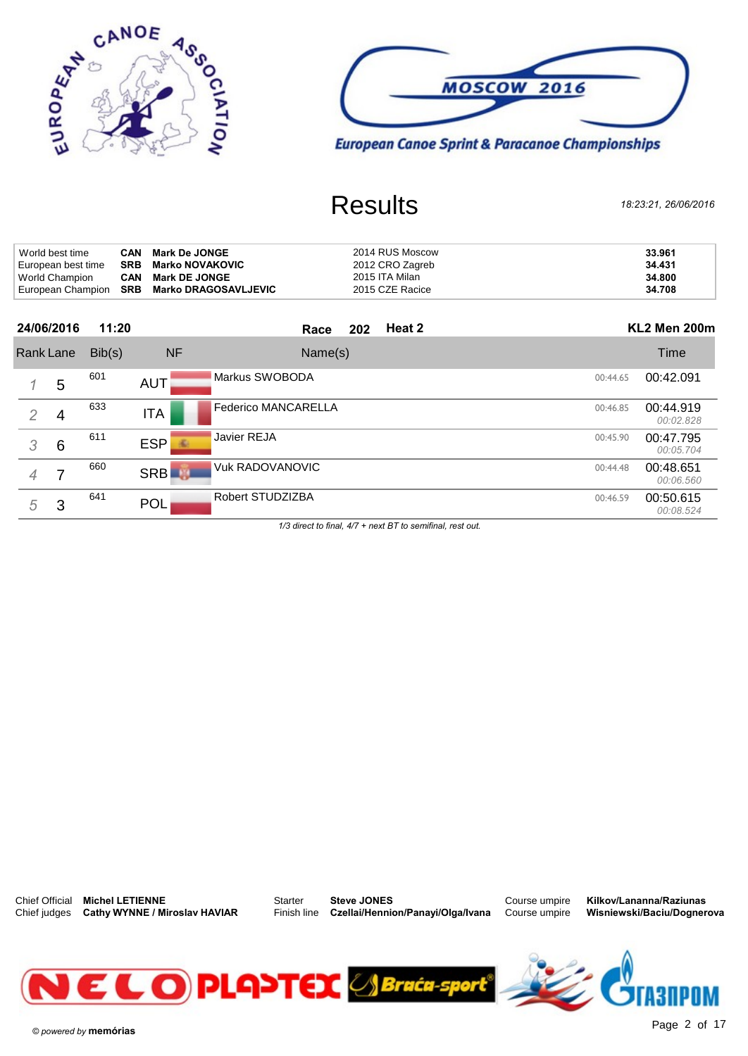European Canoe Sprint & Paracanoe Championships – MOSCOW 2016

# Results

*18:23:21, 26/06/2016*

| | | | | |
|---|---|---|---|---|
| World best time | CAN | **Mark De JONGE** | 2014 RUS Moscow | **33.961** |
| European best time | SRB | **Marko NOVAKOVIC** | 2012 CRO Zagreb | **34.431** |
| World Champion | CAN | **Mark DE JONGE** | 2015 ITA Milan | **34.800** |
| European Champion | SRB | **Marko DRAGOSAVLJEVIC** | 2015 CZE Racice | **34.708** |

**24/06/2016 11:20 — Race 202 Heat 2 — KL2 Men 200m**

| Rank | Lane | Bib(s) | NF | Name(s) | | Time |
|---|---|---|---|---|---|---|
| 1 | 5 | 601 | AUT | Markus SWOBODA | 00:44.65 | 00:42.091 |
| 2 | 4 | 633 | ITA | Federico MANCARELLA | 00:46.85 | 00:44.919<br>00:02.828 |
| 3 | 6 | 611 | ESP | Javier REJA | 00:45.90 | 00:47.795<br>00:05.704 |
| 4 | 7 | 660 | SRB | Vuk RADOVANOVIC | 00:44.48 | 00:48.651<br>00:06.560 |
| 5 | 3 | 641 | POL | Robert STUDZIZBA | 00:46.59 | 00:50.615<br>00:08.524 |

*1/3 direct to final, 4/7 + next BT to semifinal, rest out.*

| | | | | | |
|---|---|---|---|---|---|
| Chief Official | **Michel LETIENNE** | Starter | **Steve JONES** | Course umpire | **Kilkov/Lananna/Raziunas** |
| Chief judges | **Cathy WYNNE / Miroslav HAVIAR** | Finish line | **Czellai/Hennion/Panayi/Olga/Ivana** | Course umpire | **Wisniewski/Baciu/Dognerova** |

© *powered by* **memórias**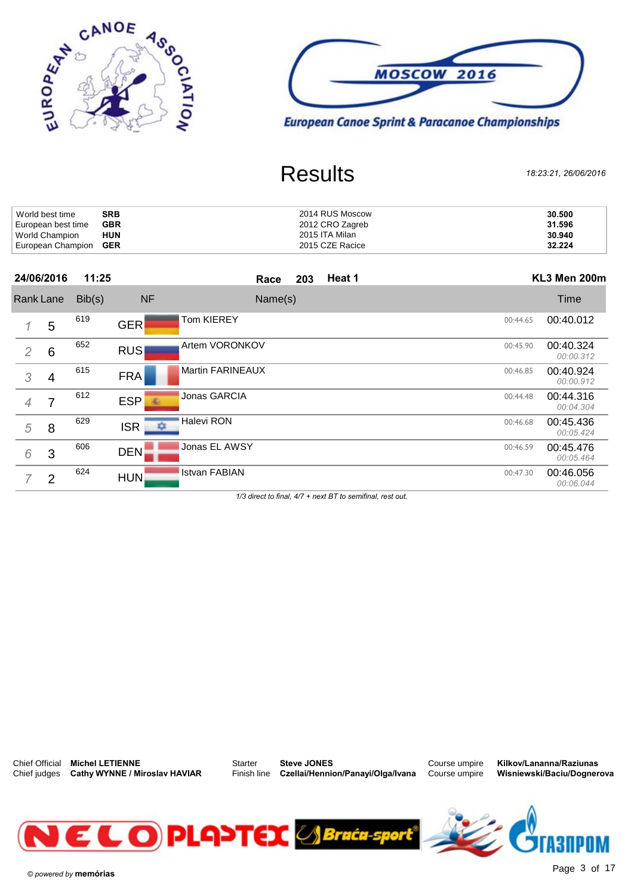European Canoe Association

MOSCOW 2016

European Canoe Sprint & Paracanoe Championships

# Results

*18:23:21, 26/06/2016*

| | | | |
|---|---|---|---|
| World best time | **SRB** | 2014 RUS Moscow | **30.500** |
| European best time | **GBR** | 2012 CRO Zagreb | **31.596** |
| World Champion | **HUN** | 2015 ITA Milan | **30.940** |
| European Champion | **GER** | 2015 CZE Racice | **32.224** |

**24/06/2016** **11:25** **Race 203** **Heat 1** **KL3 Men 200m**

| Rank | Lane | Bib(s) | NF | Name(s) | | Time |
|---|---|---|---|---|---|---|
| 1 | 5 | 619 | GER | Tom KIEREY | 00:44.65 | 00:40.012 |
| 2 | 6 | 652 | RUS | Artem VORONKOV | 00:45.90 | 00:40.324 *00:00.312* |
| 3 | 4 | 615 | FRA | Martin FARINEAUX | 00:46.85 | 00:40.924 *00:00.912* |
| 4 | 7 | 612 | ESP | Jonas GARCIA | 00:44.48 | 00:44.316 *00:04.304* |
| 5 | 8 | 629 | ISR | Halevi RON | 00:46.68 | 00:45.436 *00:05.424* |
| 6 | 3 | 606 | DEN | Jonas EL AWSY | 00:46.59 | 00:45.476 *00:05.464* |
| 7 | 2 | 624 | HUN | Istvan FABIAN | 00:47.30 | 00:46.056 *00:06.044* |

*1/3 direct to final, 4/7 + next BT to semifinal, rest out.*

| | | | | | |
|---|---|---|---|---|---|
| Chief Official | **Michel LETIENNE** | Starter | **Steve JONES** | Course umpire | **Kilkov/Lananna/Raziunas** |
| Chief judges | **Cathy WYNNE / Miroslav HAVIAR** | Finish line | **Czellai/Hennion/Panayi/Olga/Ivana** | Course umpire | **Wisniewski/Baciu/Dognerova** |

NELO PLASTEX Braća-sport ГАЗПРОМ

© powered by **memórias**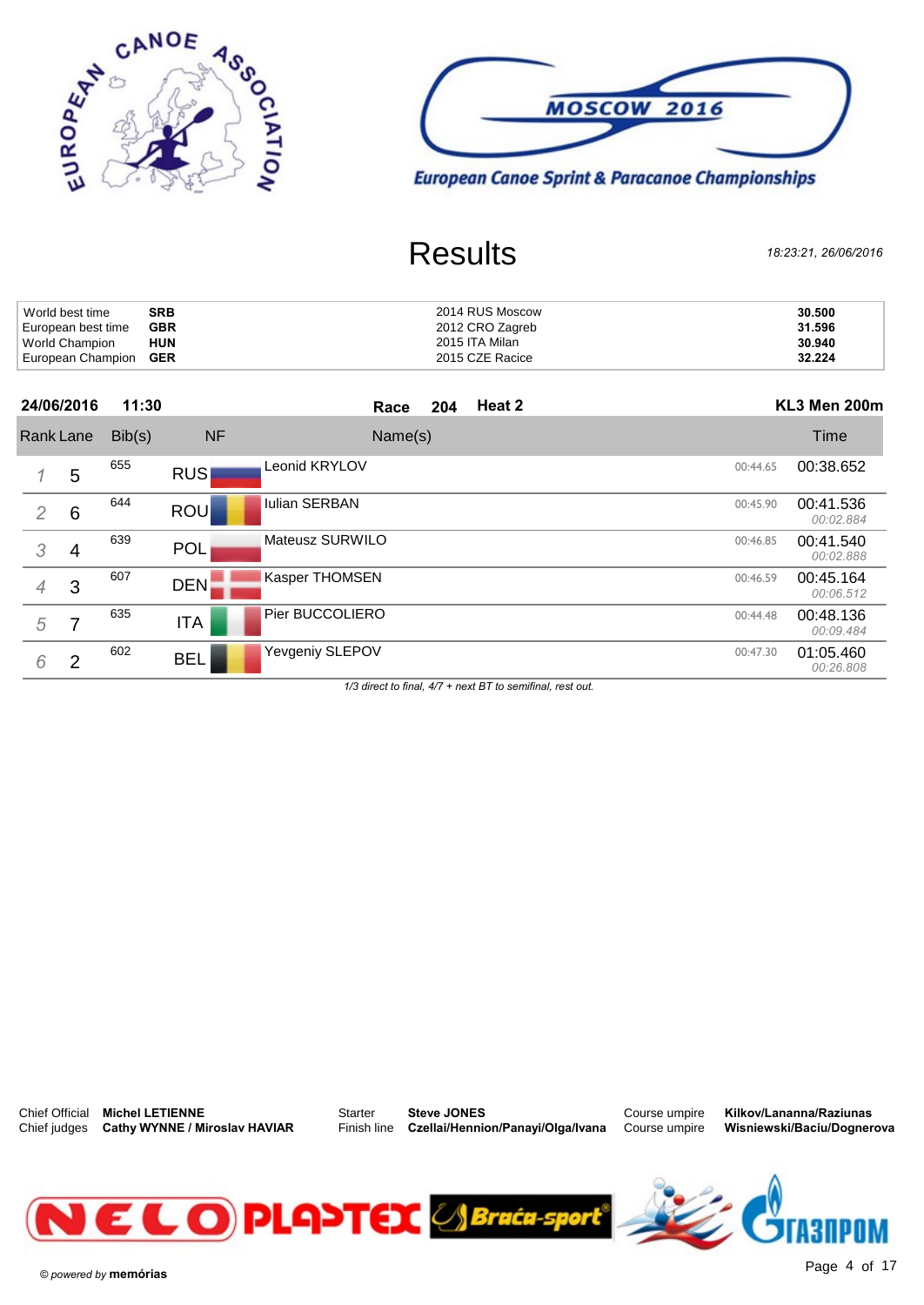European Canoe Sprint & Paracanoe Championships — MOSCOW 2016

# Results

*18:23:21, 26/06/2016*

| | | | |
|---|---|---|---|
| World best time | SRB | 2014 RUS Moscow | 30.500 |
| European best time | GBR | 2012 CRO Zagreb | 31.596 |
| World Champion | HUN | 2015 ITA Milan | 30.940 |
| European Champion | GER | 2015 CZE Racice | 32.224 |

**24/06/2016 11:30** — **Race 204 Heat 2** — **KL3 Men 200m**

| Rank | Lane | Bib(s) | NF | Name(s) | | Time |
|---|---|---|---|---|---|---|
| 1 | 5 | 655 | RUS | Leonid KRYLOV | 00:44.65 | 00:38.652 |
| 2 | 6 | 644 | ROU | Iulian SERBAN | 00:45.90 | 00:41.536 *00:02.884* |
| 3 | 4 | 639 | POL | Mateusz SURWILO | 00:46.85 | 00:41.540 *00:02.888* |
| 4 | 3 | 607 | DEN | Kasper THOMSEN | 00:46.59 | 00:45.164 *00:06.512* |
| 5 | 7 | 635 | ITA | Pier BUCCOLIERO | 00:44.48 | 00:48.136 *00:09.484* |
| 6 | 2 | 602 | BEL | Yevgeniy SLEPOV | 00:47.30 | 01:05.460 *00:26.808* |

*1/3 direct to final, 4/7 + next BT to semifinal, rest out.*

| | | | | | |
|---|---|---|---|---|---|
| Chief Official | **Michel LETIENNE** | Starter | **Steve JONES** | Course umpire | **Kilkov/Lananna/Raziunas** |
| Chief judges | **Cathy WYNNE / Miroslav HAVIAR** | Finish line | **Czellai/Hennion/Panayi/Olga/Ivana** | Course umpire | **Wisniewski/Baciu/Dognerova** |

© powered by **memórias**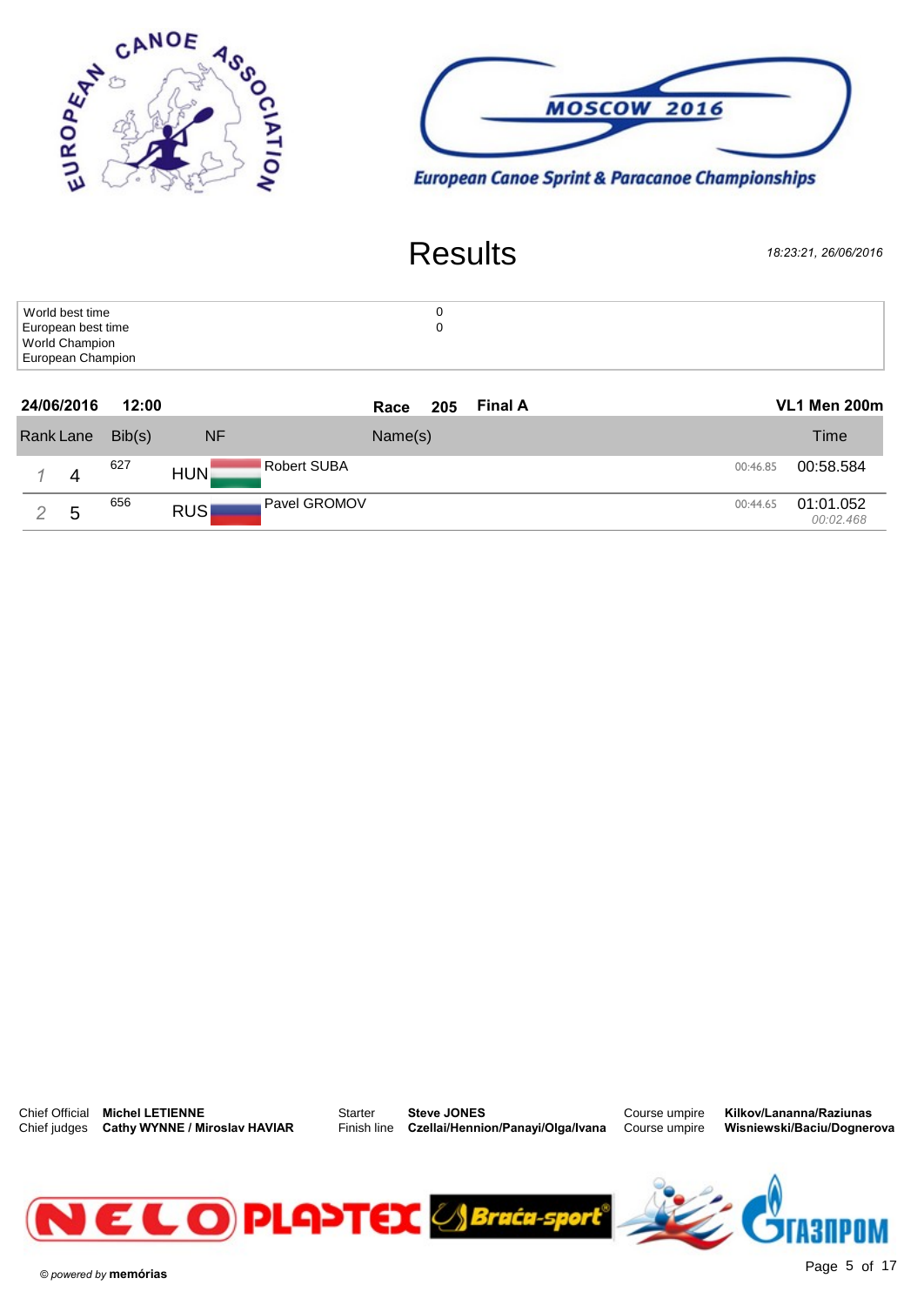European Canoe Sprint & Paracanoe Championships

MOSCOW 2016

# Results

*18:23:21, 26/06/2016*

| | |
|---|---|
| World best time | 0 |
| European best time | 0 |
| World Champion | |
| European Champion | |

**24/06/2016** **12:00** **Race 205** **Final A** **VL1 Men 200m**

| Rank | Lane | Bib(s) | NF | Name(s) | | Time |
|---|---|---|---|---|---|---|
| 1 | 4 | 627 | HUN | Robert SUBA | 00:46.85 | 00:58.584 |
| 2 | 5 | 656 | RUS | Pavel GROMOV | 00:44.65 | 01:01.052<br>*00:02.468* |

| | | | | | |
|---|---|---|---|---|---|
| Chief Official | **Michel LETIENNE** | Starter | **Steve JONES** | Course umpire | **Kilkov/Lananna/Raziunas** |
| Chief judges | **Cathy WYNNE / Miroslav HAVIAR** | Finish line | **Czellai/Hennion/Panayi/Olga/Ivana** | Course umpire | **Wisniewski/Baciu/Dognerova** |

© powered by **memórias**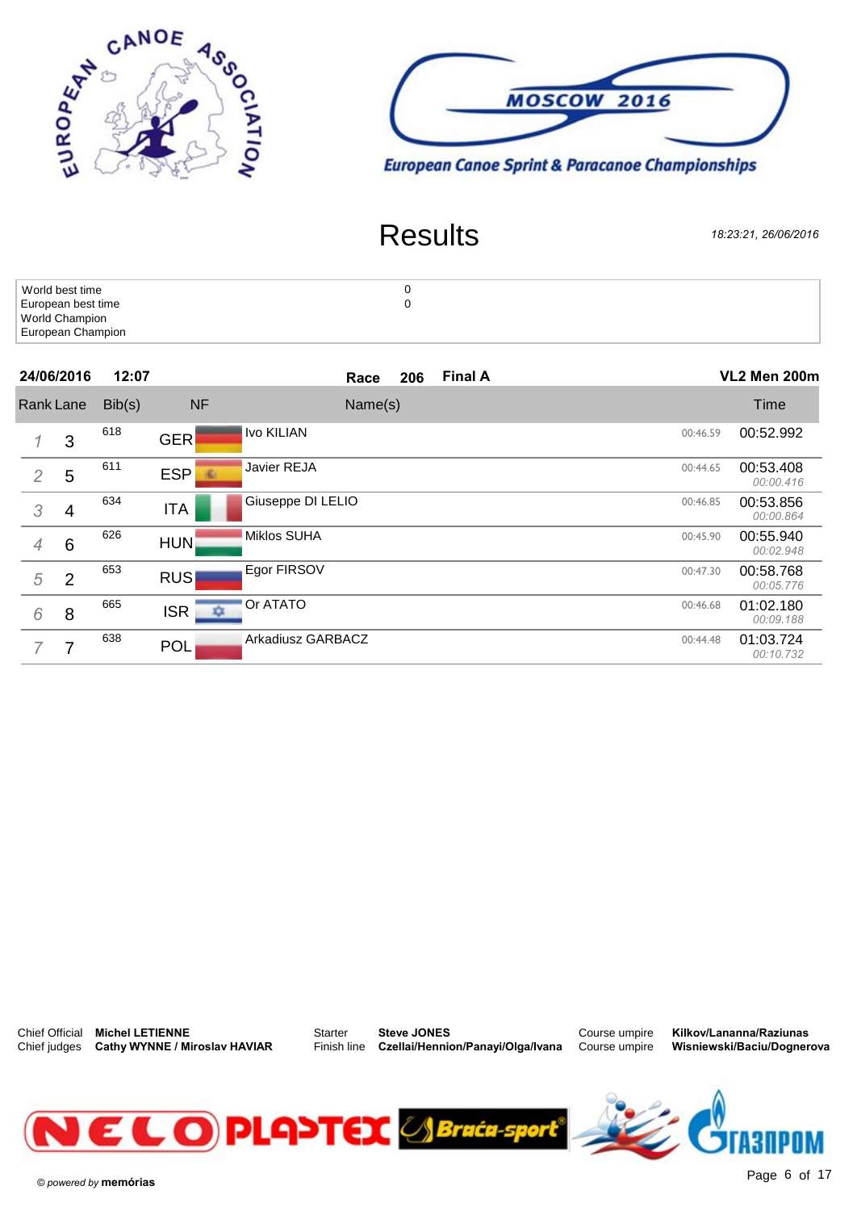European Canoe Sprint & Paracanoe Championships

MOSCOW 2016

# Results

*18:23:21, 26/06/2016*

| | |
|---|---|
| World best time | 0 |
| European best time | 0 |
| World Champion | |
| European Champion | |

**24/06/2016** **12:07** **Race 206** **Final A** **VL2 Men 200m**

| Rank | Lane | Bib(s) | NF | Name(s) | | Time |
|---|---|---|---|---|---|---|
| 1 | 3 | 618 | GER | Ivo KILIAN | 00:46.59 | 00:52.992 |
| 2 | 5 | 611 | ESP | Javier REJA | 00:44.65 | 00:53.408 *00:00.416* |
| 3 | 4 | 634 | ITA | Giuseppe DI LELIO | 00:46.85 | 00:53.856 *00:00.864* |
| 4 | 6 | 626 | HUN | Miklos SUHA | 00:45.90 | 00:55.940 *00:02.948* |
| 5 | 2 | 653 | RUS | Egor FIRSOV | 00:47.30 | 00:58.768 *00:05.776* |
| 6 | 8 | 665 | ISR | Or ATATO | 00:46.68 | 01:02.180 *00:09.188* |
| 7 | 7 | 638 | POL | Arkadiusz GARBACZ | 00:44.48 | 01:03.724 *00:10.732* |

Chief Official **Michel LETIENNE**
Chief judges **Cathy WYNNE / Miroslav HAVIAR**
Starter **Steve JONES**
Finish line **Czellai/Hennion/Panayi/Olga/Ivana**
Course umpire **Kilkov/Lananna/Raziunas**
Course umpire **Wisniewski/Baciu/Dognerova**

© powered by **memórias**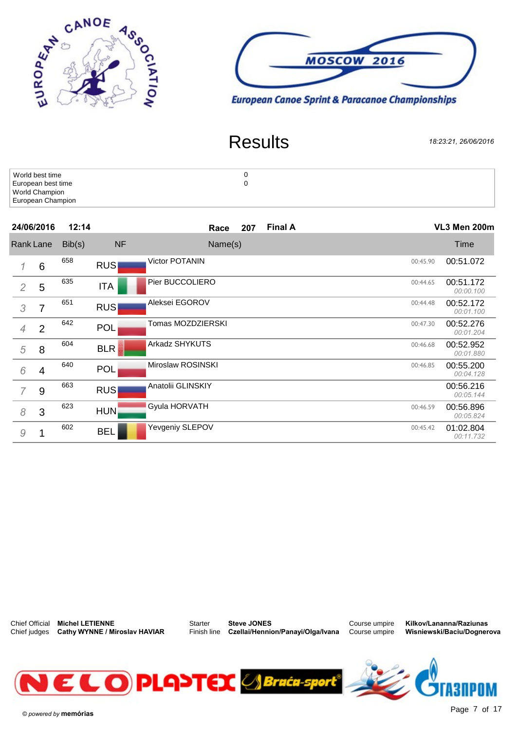**MOSCOW 2016**

**European Canoe Sprint & Paracanoe Championships**

# Results

*18:23:21, 26/06/2016*

| | |
|---|---|
| World best time | 0 |
| European best time | 0 |
| World Champion | |
| European Champion | |

**24/06/2016 12:14** **Race 207** **Final A** **VL3 Men 200m**

| Rank | Lane | Bib(s) | NF | Name(s) | | Time |
|---|---|---|---|---|---|---|
| 1 | 6 | 658 | RUS | Victor POTANIN | 00:45.90 | 00:51.072 |
| 2 | 5 | 635 | ITA | Pier BUCCOLIERO | 00:44.65 | 00:51.172 *00:00.100* |
| 3 | 7 | 651 | RUS | Aleksei EGOROV | 00:44.48 | 00:52.172 *00:01.100* |
| 4 | 2 | 642 | POL | Tomas MOZDZIERSKI | 00:47.30 | 00:52.276 *00:01.204* |
| 5 | 8 | 604 | BLR | Arkadz SHYKUTS | 00:46.68 | 00:52.952 *00:01.880* |
| 6 | 4 | 640 | POL | Miroslaw ROSINSKI | 00:46.85 | 00:55.200 *00:04.128* |
| 7 | 9 | 663 | RUS | Anatolii GLINSKIY | | 00:56.216 *00:05.144* |
| 8 | 3 | 623 | HUN | Gyula HORVATH | 00:46.59 | 00:56.896 *00:05.824* |
| 9 | 1 | 602 | BEL | Yevgeniy SLEPOV | 00:45.42 | 01:02.804 *00:11.732* |

Chief Official **Michel LETIENNE**
Chief judges **Cathy WYNNE / Miroslav HAVIAR**
Starter **Steve JONES**
Finish line **Czellai/Hennion/Panayi/Olga/Ivana**
Course umpire **Kilkov/Lananna/Raziunas**
Course umpire **Wisniewski/Baciu/Dognerova**

© powered by **memórias**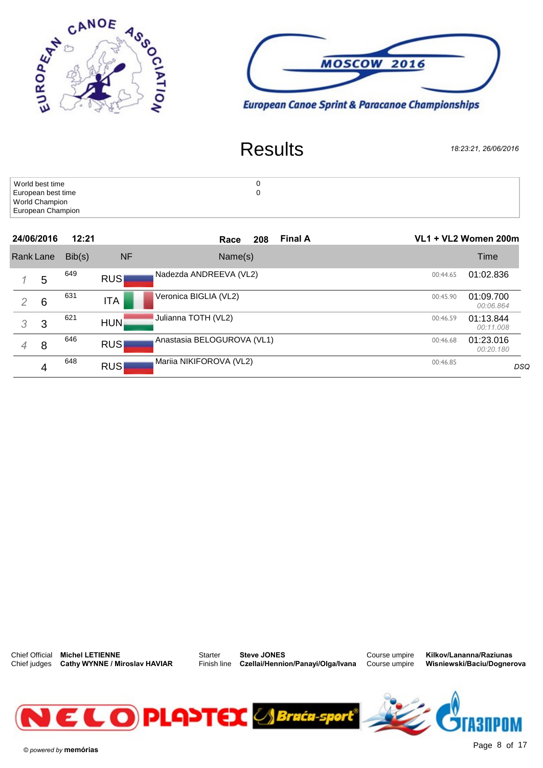European Canoe Sprint & Paracanoe Championships

MOSCOW 2016

# Results

*18:23:21, 26/06/2016*

| | |
|---|---|
| World best time | 0 |
| European best time | 0 |
| World Champion | |
| European Champion | |

**24/06/2016** **12:21** **Race 208** **Final A** **VL1 + VL2 Women 200m**

| Rank | Lane | Bib(s) | NF | Name(s) | | Time |
|---|---|---|---|---|---|---|
| *1* | 5 | 649 | RUS | Nadezda ANDREEVA (VL2) | 00:44.65 | 01:02.836 |
| *2* | 6 | 631 | ITA | Veronica BIGLIA (VL2) | 00:45.90 | 01:09.700 *00:06.864* |
| *3* | 3 | 621 | HUN | Julianna TOTH (VL2) | 00:46.59 | 01:13.844 *00:11.008* |
| *4* | 8 | 646 | RUS | Anastasia BELOGUROVA (VL1) | 00:46.68 | 01:23.016 *00:20.180* |
| | 4 | 648 | RUS | Mariia NIKIFOROVA (VL2) | 00:46.85 | *DSQ* |

Chief Official **Michel LETIENNE**
Chief judges **Cathy WYNNE / Miroslav HAVIAR**
Starter **Steve JONES**
Finish line **Czellai/Hennion/Panayi/Olga/Ivana**
Course umpire **Kilkov/Lananna/Raziunas**
Course umpire **Wisniewski/Baciu/Dognerova**

© powered by **memórias**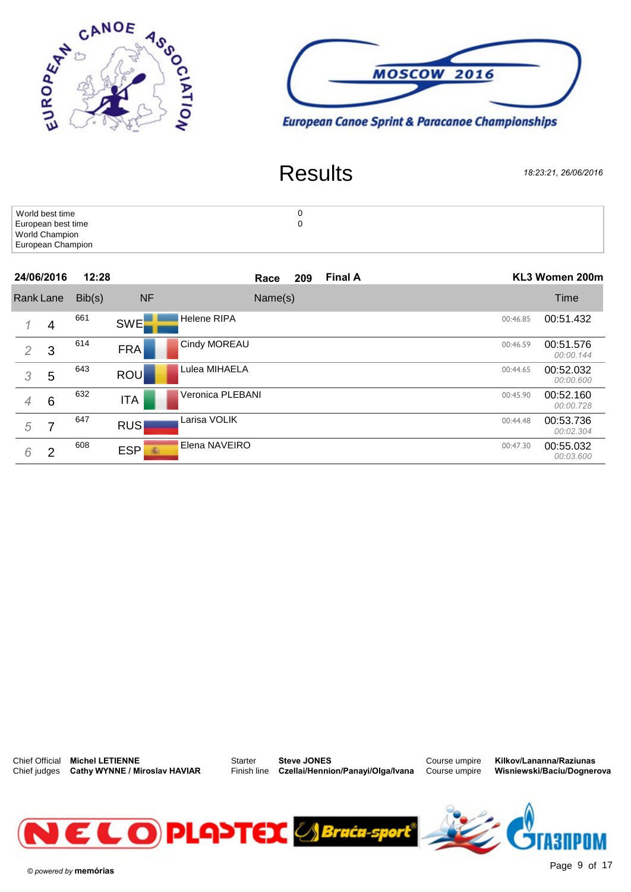European Canoe Sprint & Paracanoe Championships

# Results

*18:23:21, 26/06/2016*

| | |
|---|---|
| World best time | 0 |
| European best time | 0 |
| World Champion | |
| European Champion | |

**24/06/2016** **12:28** **Race 209** **Final A** **KL3 Women 200m**

| Rank | Lane | Bib(s) | NF | Name(s) | | Time |
|---|---|---|---|---|---|---|
| 1 | 4 | 661 | SWE | Helene RIPA | 00:46.85 | 00:51.432 |
| 2 | 3 | 614 | FRA | Cindy MOREAU | 00:46.59 | 00:51.576 *00:00.144* |
| 3 | 5 | 643 | ROU | Lulea MIHAELA | 00:44.65 | 00:52.032 *00:00.600* |
| 4 | 6 | 632 | ITA | Veronica PLEBANI | 00:45.90 | 00:52.160 *00:00.728* |
| 5 | 7 | 647 | RUS | Larisa VOLIK | 00:44.48 | 00:53.736 *00:02.304* |
| 6 | 2 | 608 | ESP | Elena NAVEIRO | 00:47.30 | 00:55.032 *00:03.600* |

Chief Official **Michel LETIENNE**
Chief judges **Cathy WYNNE / Miroslav HAVIAR**
Starter **Steve JONES**
Finish line **Czellai/Hennion/Panayi/Olga/Ivana**
Course umpire **Kilkov/Lananna/Raziunas**
Course umpire **Wisniewski/Baciu/Dognerova**

© powered by **memórias**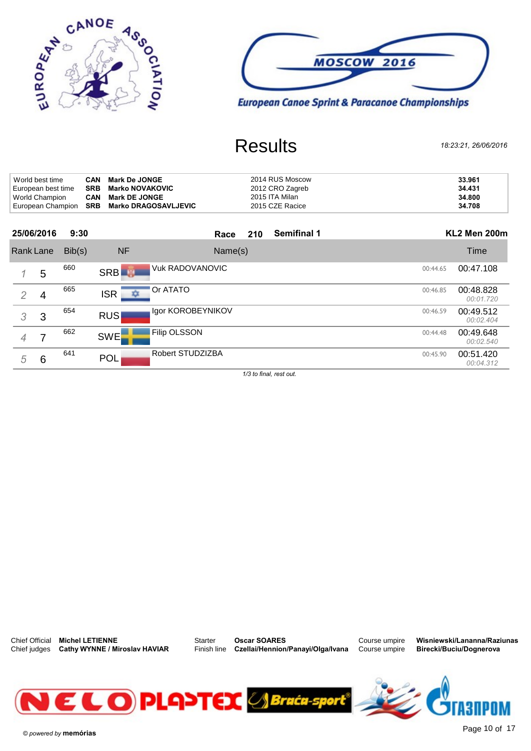European Canoe Association

MOSCOW 2016

European Canoe Sprint & Paracanoe Championships

# Results

*18:23:21, 26/06/2016*

| | | | | |
|---|---|---|---|---|
| World best time | CAN | **Mark De JONGE** | 2014 RUS Moscow | **33.961** |
| European best time | SRB | **Marko NOVAKOVIC** | 2012 CRO Zagreb | **34.431** |
| World Champion | CAN | **Mark DE JONGE** | 2015 ITA Milan | **34.800** |
| European Champion | SRB | **Marko DRAGOSAVLJEVIC** | 2015 CZE Racice | **34.708** |

**25/06/2016** **9:30** **Race 210** **Semifinal 1** **KL2 Men 200m**

| Rank | Lane | Bib(s) | NF | Name(s) | | Time |
|---|---|---|---|---|---|---|
| 1 | 5 | 660 | SRB | Vuk RADOVANOVIC | 00:44.65 | 00:47.108 |
| 2 | 4 | 665 | ISR | Or ATATO | 00:46.85 | 00:48.828<br>*00:01.720* |
| 3 | 3 | 654 | RUS | Igor KOROBEYNIKOV | 00:46.59 | 00:49.512<br>*00:02.404* |
| 4 | 7 | 662 | SWE | Filip OLSSON | 00:44.48 | 00:49.648<br>*00:02.540* |
| 5 | 6 | 641 | POL | Robert STUDZIZBA | 00:45.90 | 00:51.420<br>*00:04.312* |

*1/3 to final, rest out.*

Chief Official **Michel LETIENNE**
Chief judges **Cathy WYNNE / Miroslav HAVIAR**
Starter **Oscar SOARES**
Finish line **Czellai/Hennion/Panayi/Olga/Ivana**
Course umpire **Wisniewski/Lananna/Raziunas**
Course umpire **Birecki/Buciu/Dognerova**

© powered by **memórias**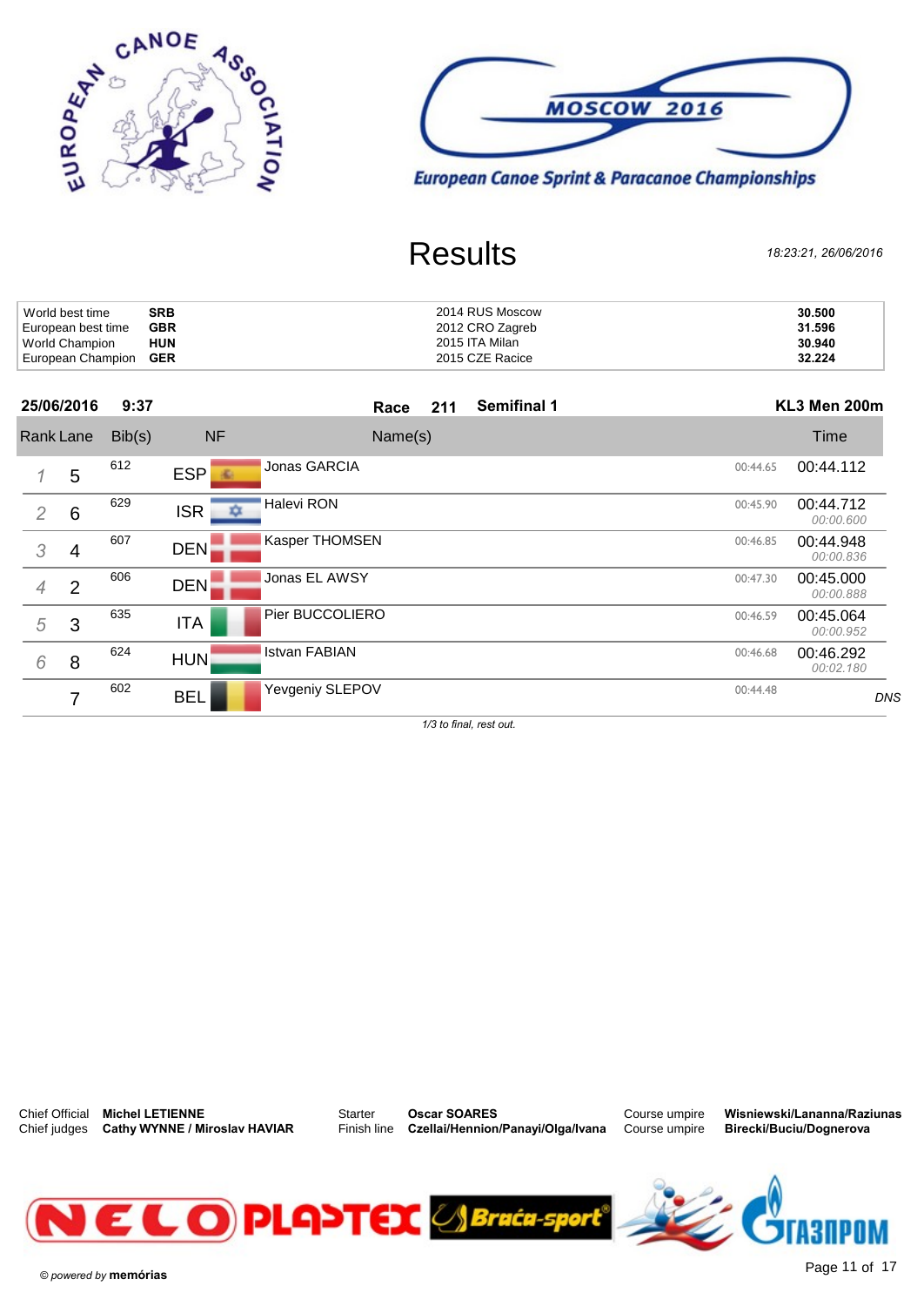EUROPEAN CANOE ASSOCIATION

MOSCOW 2016

European Canoe Sprint & Paracanoe Championships

# Results

*18:23:21, 26/06/2016*

| | | | |
|---|---|---|---|
| World best time | **SRB** | 2014 RUS Moscow | **30.500** |
| European best time | **GBR** | 2012 CRO Zagreb | **31.596** |
| World Champion | **HUN** | 2015 ITA Milan | **30.940** |
| European Champion | **GER** | 2015 CZE Racice | **32.224** |

**25/06/2016 9:37** **Race 211** **Semifinal 1** **KL3 Men 200m**

| Rank | Lane | Bib(s) | NF | Name(s) | | Time |
|---|---|---|---|---|---|---|
| *1* | 5 | 612 | ESP | Jonas GARCIA | 00:44.65 | 00:44.112 |
| *2* | 6 | 629 | ISR | Halevi RON | 00:45.90 | 00:44.712 *00:00.600* |
| *3* | 4 | 607 | DEN | Kasper THOMSEN | 00:46.85 | 00:44.948 *00:00.836* |
| *4* | 2 | 606 | DEN | Jonas EL AWSY | 00:47.30 | 00:45.000 *00:00.888* |
| *5* | 3 | 635 | ITA | Pier BUCCOLIERO | 00:46.59 | 00:45.064 *00:00.952* |
| *6* | 8 | 624 | HUN | Istvan FABIAN | 00:46.68 | 00:46.292 *00:02.180* |
| | 7 | 602 | BEL | Yevgeniy SLEPOV | 00:44.48 | *DNS* |

*1/3 to final, rest out.*

Chief Official **Michel LETIENNE**
Chief judges **Cathy WYNNE / Miroslav HAVIAR**
Starter **Oscar SOARES**
Finish line **Czellai/Hennion/Panayi/Olga/Ivana**
Course umpire **Wisniewski/Lananna/Raziunas**
Course umpire **Birecki/Buciu/Dognerova**

NELO PLASTEX Braća-sport ГАЗПРОМ

© powered by **memórias**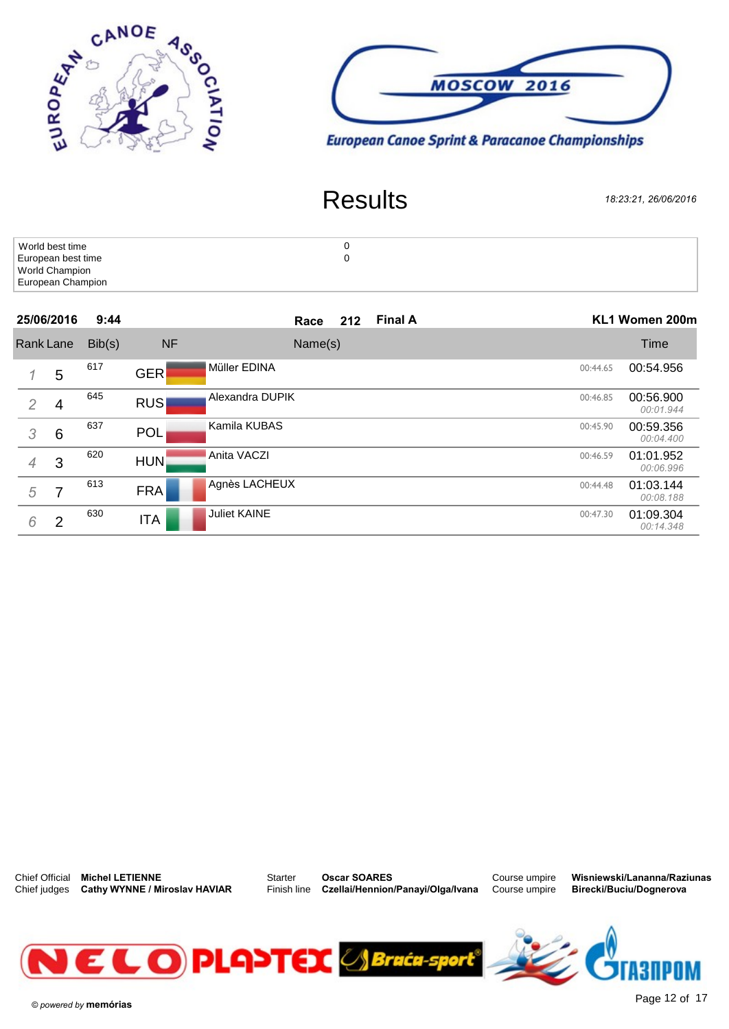MOSCOW 2016

European Canoe Sprint & Paracanoe Championships

# Results

*18:23:21, 26/06/2016*

| | |
|---|---|
| World best time | 0 |
| European best time | 0 |
| World Champion | |
| European Champion | |

**25/06/2016** **9:44** **Race 212** **Final A** **KL1 Women 200m**

| Rank | Lane | Bib(s) | NF | Name(s) | | Time |
|---|---|---|---|---|---|---|
| 1 | 5 | 617 | GER | Müller EDINA | 00:44.65 | 00:54.956 |
| 2 | 4 | 645 | RUS | Alexandra DUPIK | 00:46.85 | 00:56.900 *00:01.944* |
| 3 | 6 | 637 | POL | Kamila KUBAS | 00:45.90 | 00:59.356 *00:04.400* |
| 4 | 3 | 620 | HUN | Anita VACZI | 00:46.59 | 01:01.952 *00:06.996* |
| 5 | 7 | 613 | FRA | Agnès LACHEUX | 00:44.48 | 01:03.144 *00:08.188* |
| 6 | 2 | 630 | ITA | Juliet KAINE | 00:47.30 | 01:09.304 *00:14.348* |

Chief Official **Michel LETIENNE**
Chief judges **Cathy WYNNE / Miroslav HAVIAR**
Starter **Oscar SOARES**
Finish line **Czellai/Hennion/Panayi/Olga/Ivana**
Course umpire **Wisniewski/Lananna/Raziunas**
Course umpire **Birecki/Buciu/Dognerova**

© powered by **memórias**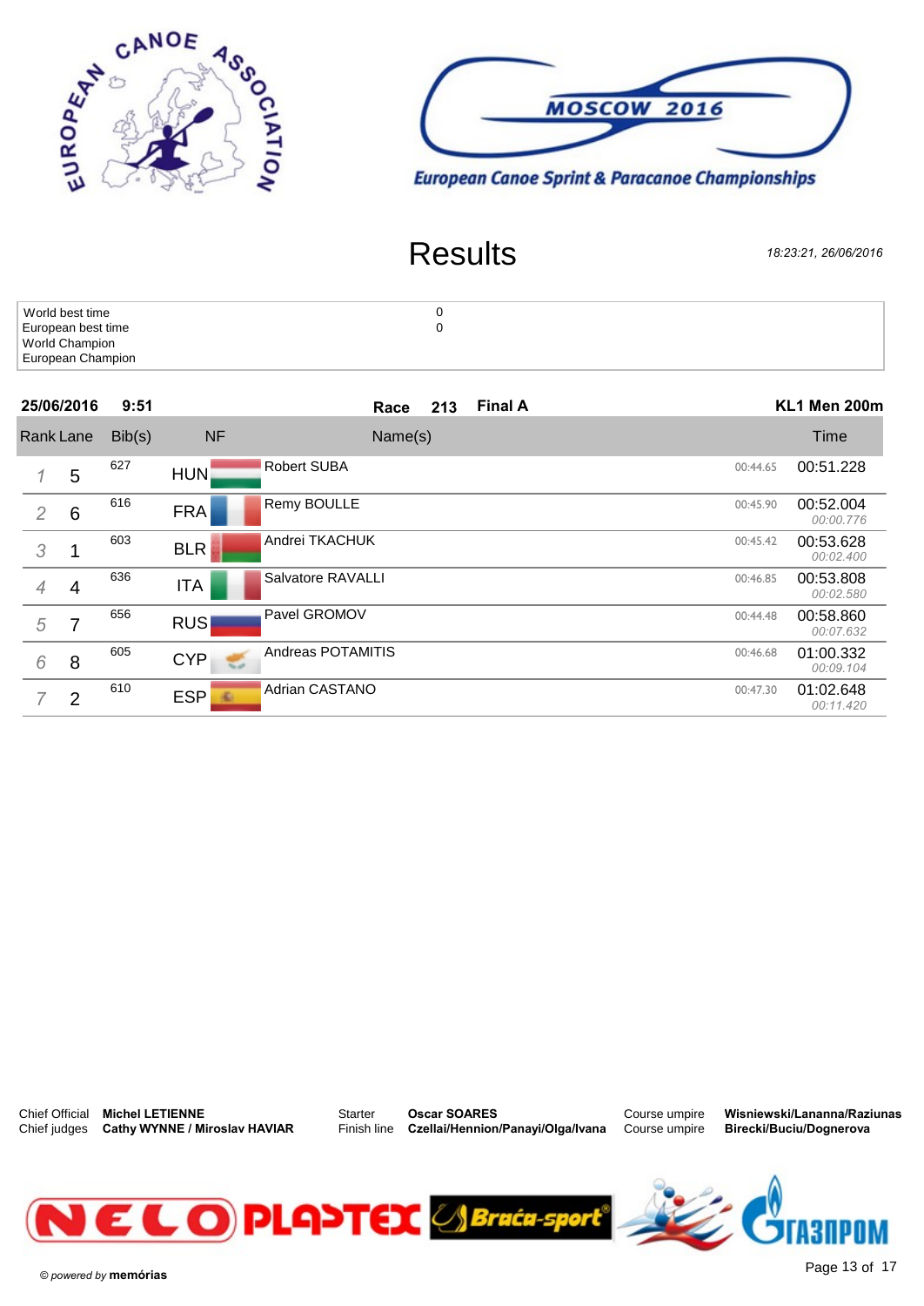# Results

*18:23:21, 26/06/2016*

| | |
|---|---|
| World best time | 0 |
| European best time | 0 |
| World Champion | |
| European Champion | |

**25/06/2016** **9:51** **Race 213** **Final A** **KL1 Men 200m**

| Rank | Lane | Bib(s) | NF | Name(s) | | Time |
|---|---|---|---|---|---|---|
| 1 | 5 | 627 | HUN | Robert SUBA | 00:44.65 | 00:51.228 |
| 2 | 6 | 616 | FRA | Remy BOULLE | 00:45.90 | 00:52.004<br>00:00.776 |
| 3 | 1 | 603 | BLR | Andrei TKACHUK | 00:45.42 | 00:53.628<br>00:02.400 |
| 4 | 4 | 636 | ITA | Salvatore RAVALLI | 00:46.85 | 00:53.808<br>00:02.580 |
| 5 | 7 | 656 | RUS | Pavel GROMOV | 00:44.48 | 00:58.860<br>00:07.632 |
| 6 | 8 | 605 | CYP | Andreas POTAMITIS | 00:46.68 | 01:00.332<br>00:09.104 |
| 7 | 2 | 610 | ESP | Adrian CASTANO | 00:47.30 | 01:02.648<br>00:11.420 |

Chief Official **Michel LETIENNE**
Chief judges **Cathy WYNNE / Miroslav HAVIAR**
Starter **Oscar SOARES**
Finish line **Czellai/Hennion/Panayi/Olga/Ivana**
Course umpire **Wisniewski/Lananna/Raziunas**
Course umpire **Birecki/Buciu/Dognerova**

© powered by **memórias**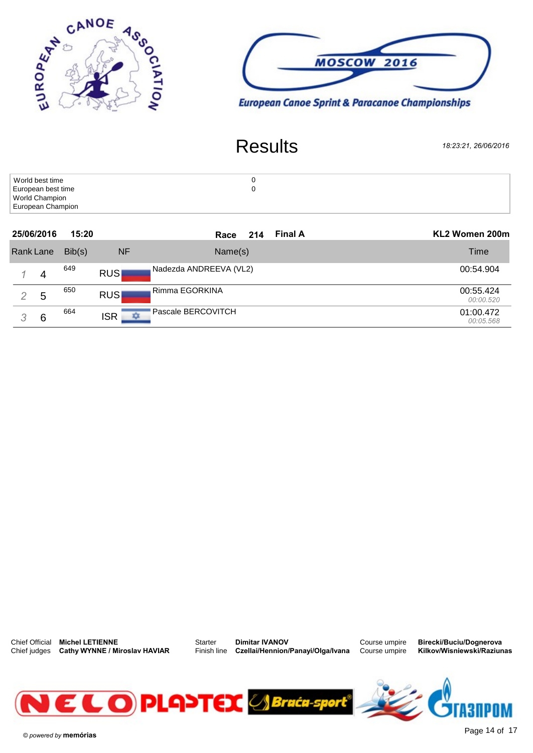European Canoe Sprint & Paracanoe Championships

MOSCOW 2016

# Results

*18:23:21, 26/06/2016*

| | |
|---|---|
| World best time | 0 |
| European best time | 0 |
| World Champion | |
| European Champion | |

**25/06/2016** **15:20** **Race 214** **Final A** **KL2 Women 200m**

| Rank | Lane | Bib(s) | NF | Name(s) | Time |
|---|---|---|---|---|---|
| 1 | 4 | 649 | RUS | Nadezda ANDREEVA (VL2) | 00:54.904 |
| 2 | 5 | 650 | RUS | Rimma EGORKINA | 00:55.424<br>*00:00.520* |
| 3 | 6 | 664 | ISR | Pascale BERCOVITCH | 01:00.472<br>*00:05.568* |

| | | | | | |
|---|---|---|---|---|---|
| Chief Official | **Michel LETIENNE** | Starter | **Dimitar IVANOV** | Course umpire | **Birecki/Buciu/Dognerova** |
| Chief judges | **Cathy WYNNE / Miroslav HAVIAR** | Finish line | **Czellai/Hennion/Panayi/Olga/Ivana** | Course umpire | **Kilkov/Wisniewski/Raziunas** |

© *powered by* **memórias**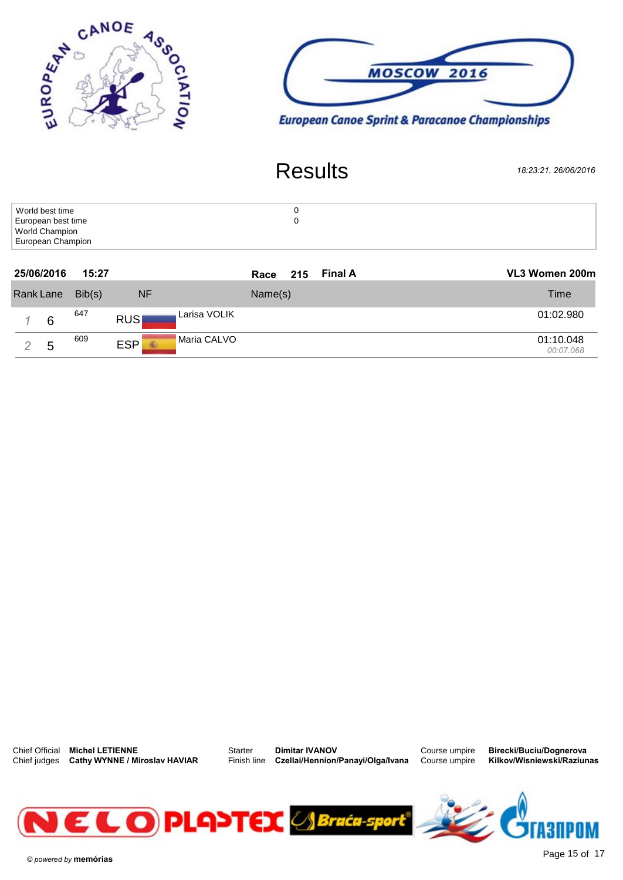European Canoe Association

MOSCOW 2016

European Canoe Sprint & Paracanoe Championships

# Results

*18:23:21, 26/06/2016*

| | |
|---|---|
| World best time | 0 |
| European best time | 0 |
| World Champion | |
| European Champion | |

**25/06/2016 15:27** **Race 215** **Final A** **VL3 Women 200m**

| Rank | Lane | Bib(s) | NF | Name(s) | Time |
|---|---|---|---|---|---|
| 1 | 6 | 647 | RUS | Larisa VOLIK | 01:02.980 |
| 2 | 5 | 609 | ESP | Maria CALVO | 01:10.048<br>*00:07.068* |

| | | | | | |
|---|---|---|---|---|---|
| Chief Official | **Michel LETIENNE** | Starter | **Dimitar IVANOV** | Course umpire | **Birecki/Buciu/Dognerova** |
| Chief judges | **Cathy WYNNE / Miroslav HAVIAR** | Finish line | **Czellai/Hennion/Panayi/Olga/Ivana** | Course umpire | **Kilkov/Wisniewski/Raziunas** |

NELO PLASTEX Braća-sport ГАЗПРОМ

© powered by **memórias**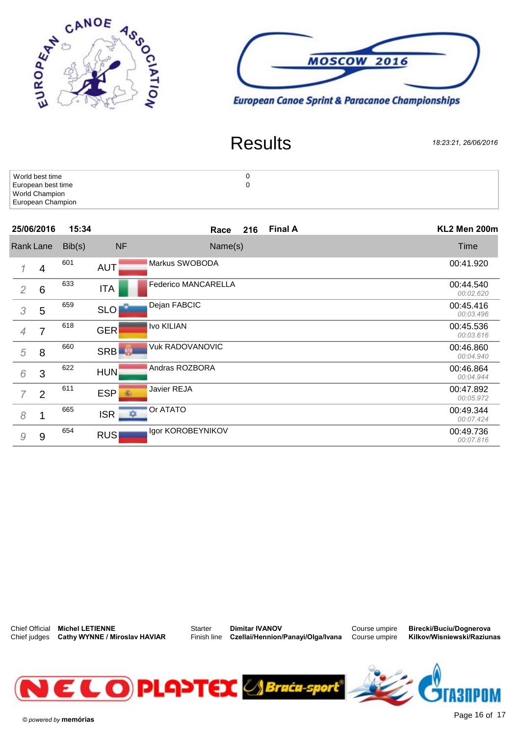European Canoe Sprint & Paracanoe Championships

MOSCOW 2016

# Results

*18:23:21, 26/06/2016*

| | |
|---|---|
| World best time | 0 |
| European best time | 0 |
| World Champion | |
| European Champion | |

**25/06/2016** **15:34** **Race 216** **Final A** **KL2 Men 200m**

| Rank | Lane | Bib(s) | NF | Name(s) | Time |
|---|---|---|---|---|---|
| 1 | 4 | 601 | AUT | Markus SWOBODA | 00:41.920 |
| 2 | 6 | 633 | ITA | Federico MANCARELLA | 00:44.540 *00:02.620* |
| 3 | 5 | 659 | SLO | Dejan FABCIC | 00:45.416 *00:03.496* |
| 4 | 7 | 618 | GER | Ivo KILIAN | 00:45.536 *00:03.616* |
| 5 | 8 | 660 | SRB | Vuk RADOVANOVIC | 00:46.860 *00:04.940* |
| 6 | 3 | 622 | HUN | Andras ROZBORA | 00:46.864 *00:04.944* |
| 7 | 2 | 611 | ESP | Javier REJA | 00:47.892 *00:05.972* |
| 8 | 1 | 665 | ISR | Or ATATO | 00:49.344 *00:07.424* |
| 9 | 9 | 654 | RUS | Igor KOROBEYNIKOV | 00:49.736 *00:07.816* |

| | | | | | |
|---|---|---|---|---|---|
| Chief Official | **Michel LETIENNE** | Starter | **Dimitar IVANOV** | Course umpire | **Birecki/Buciu/Dognerova** |
| Chief judges | **Cathy WYNNE / Miroslav HAVIAR** | Finish line | **Czellai/Hennion/Panayi/Olga/Ivana** | Course umpire | **Kilkov/Wisniewski/Raziunas** |

© powered by **memórias**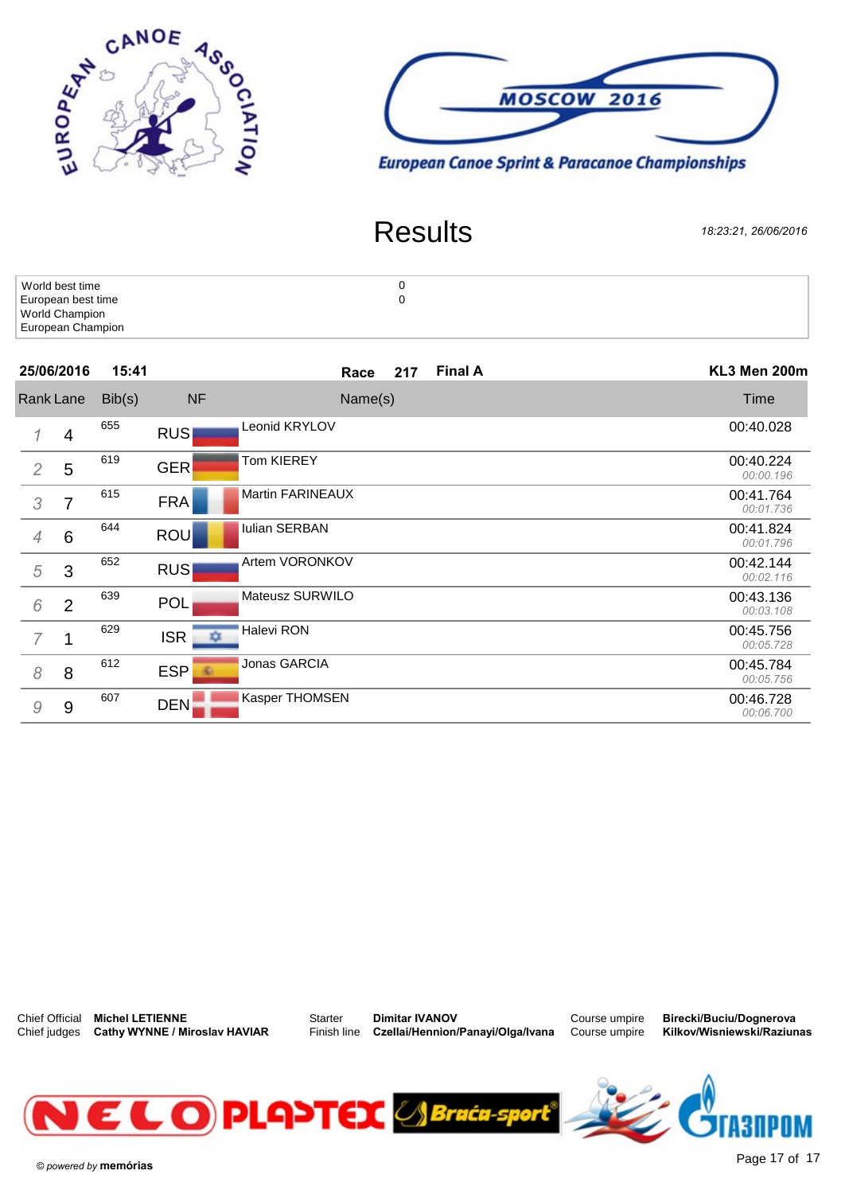MOSCOW 2016

European Canoe Sprint & Paracanoe Championships

# Results

*18:23:21, 26/06/2016*

| | |
|---|---|
| World best time | 0 |
| European best time | 0 |
| World Champion | |
| European Champion | |

**25/06/2016** **15:41** **Race 217** **Final A** **KL3 Men 200m**

| Rank | Lane | Bib(s) | NF | Name(s) | Time |
|---|---|---|---|---|---|
| 1 | 4 | 655 | RUS | Leonid KRYLOV | 00:40.028 |
| 2 | 5 | 619 | GER | Tom KIEREY | 00:40.224 *00:00.196* |
| 3 | 7 | 615 | FRA | Martin FARINEAUX | 00:41.764 *00:01.736* |
| 4 | 6 | 644 | ROU | Iulian SERBAN | 00:41.824 *00:01.796* |
| 5 | 3 | 652 | RUS | Artem VORONKOV | 00:42.144 *00:02.116* |
| 6 | 2 | 639 | POL | Mateusz SURWILO | 00:43.136 *00:03.108* |
| 7 | 1 | 629 | ISR | Halevi RON | 00:45.756 *00:05.728* |
| 8 | 8 | 612 | ESP | Jonas GARCIA | 00:45.784 *00:05.756* |
| 9 | 9 | 607 | DEN | Kasper THOMSEN | 00:46.728 *00:06.700* |

Chief Official **Michel LETIENNE**
Chief judges **Cathy WYNNE / Miroslav HAVIAR**
Starter **Dimitar IVANOV**
Finish line **Czellai/Hennion/Panayi/Olga/Ivana**
Course umpire **Birecki/Buciu/Dognerova**
Course umpire **Kilkov/Wisniewski/Raziunas**

© powered by **memórias**